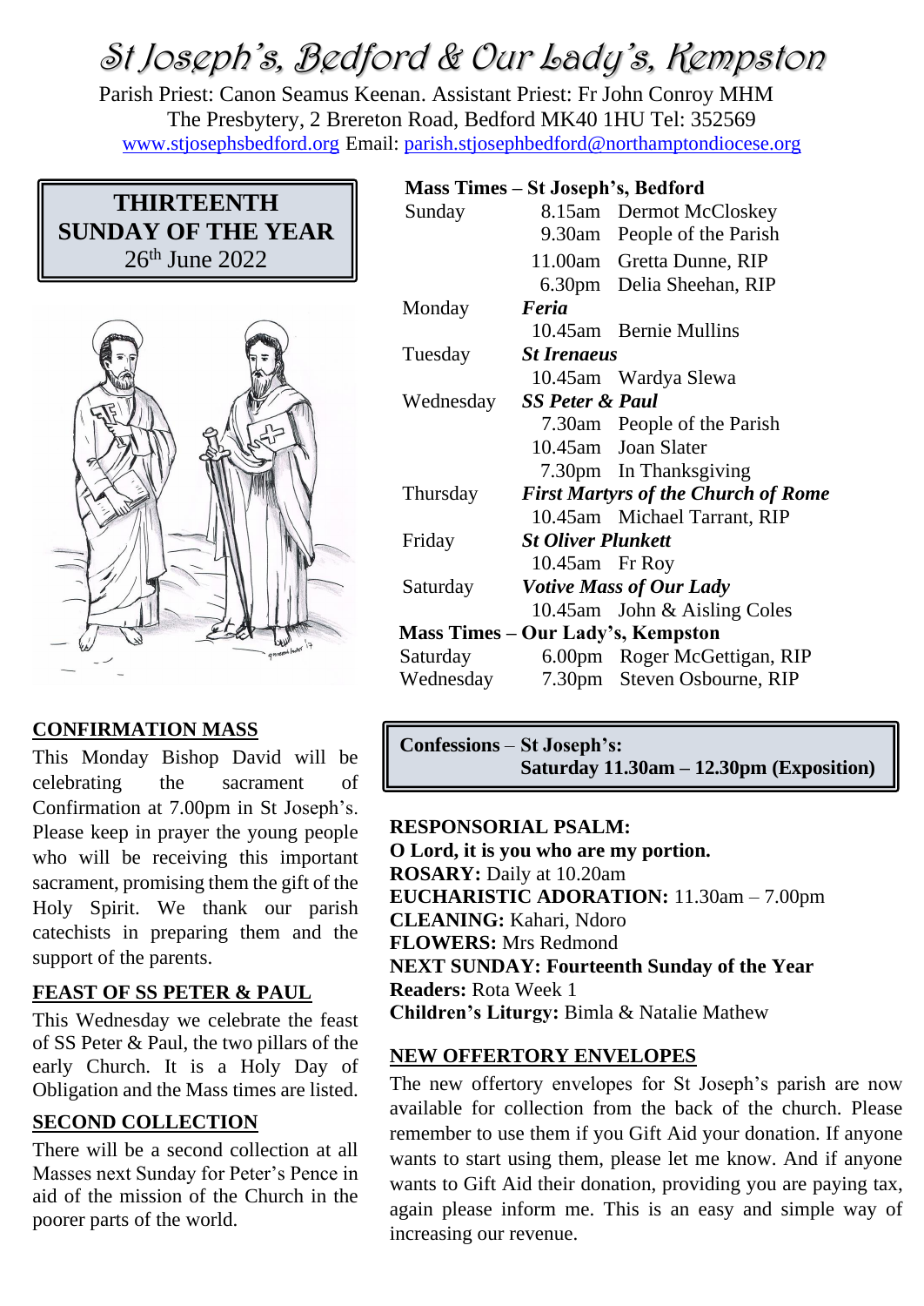# St Joseph's, Bedford & Our Lady's, Kempston

Parish Priest: Canon Seamus Keenan. Assistant Priest: Fr John Conroy MHM
The Presbytery, 2 Brereton Road, Bedford MK40 1HU Tel: 352569
www.stjosephsbedford.org Email: parish.stjosephbedford@northamptondiocese.org

**THIRTEENTH SUNDAY OF THE YEAR**
26th June 2022

## CONFIRMATION MASS

This Monday Bishop David will be celebrating the sacrament of Confirmation at 7.00pm in St Joseph's. Please keep in prayer the young people who will be receiving this important sacrament, promising them the gift of the Holy Spirit. We thank our parish catechists in preparing them and the support of the parents.

## FEAST OF SS PETER & PAUL

This Wednesday we celebrate the feast of SS Peter & Paul, the two pillars of the early Church. It is a Holy Day of Obligation and the Mass times are listed.

## SECOND COLLECTION

There will be a second collection at all Masses next Sunday for Peter's Pence in aid of the mission of the Church in the poorer parts of the world.

**Mass Times – St Joseph's, Bedford**

| | | |
|---|---|---|
| Sunday | 8.15am | Dermot McCloskey |
| | 9.30am | People of the Parish |
| | 11.00am | Gretta Dunne, RIP |
| | 6.30pm | Delia Sheehan, RIP |
| Monday | ***Feria*** | |
| | 10.45am | Bernie Mullins |
| Tuesday | ***St Irenaeus*** | |
| | 10.45am | Wardya Slewa |
| Wednesday | ***SS Peter & Paul*** | |
| | 7.30am | People of the Parish |
| | 10.45am | Joan Slater |
| | 7.30pm | In Thanksgiving |
| Thursday | ***First Martyrs of the Church of Rome*** | |
| | 10.45am | Michael Tarrant, RIP |
| Friday | ***St Oliver Plunkett*** | |
| | 10.45am | Fr Roy |
| Saturday | ***Votive Mass of Our Lady*** | |
| | 10.45am | John & Aisling Coles |

**Mass Times – Our Lady's, Kempston**

| | | |
|---|---|---|
| Saturday | 6.00pm | Roger McGettigan, RIP |
| Wednesday | 7.30pm | Steven Osbourne, RIP |

**Confessions** – **St Joseph's:**
**Saturday 11.30am – 12.30pm (Exposition)**

**RESPONSORIAL PSALM:**
**O Lord, it is you who are my portion.**
**ROSARY:** Daily at 10.20am
**EUCHARISTIC ADORATION:** 11.30am – 7.00pm
**CLEANING:** Kahari, Ndoro
**FLOWERS:** Mrs Redmond
**NEXT SUNDAY: Fourteenth Sunday of the Year**
**Readers:** Rota Week 1
**Children's Liturgy:** Bimla & Natalie Mathew

## NEW OFFERTORY ENVELOPES

The new offertory envelopes for St Joseph's parish are now available for collection from the back of the church. Please remember to use them if you Gift Aid your donation. If anyone wants to start using them, please let me know. And if anyone wants to Gift Aid their donation, providing you are paying tax, again please inform me. This is an easy and simple way of increasing our revenue.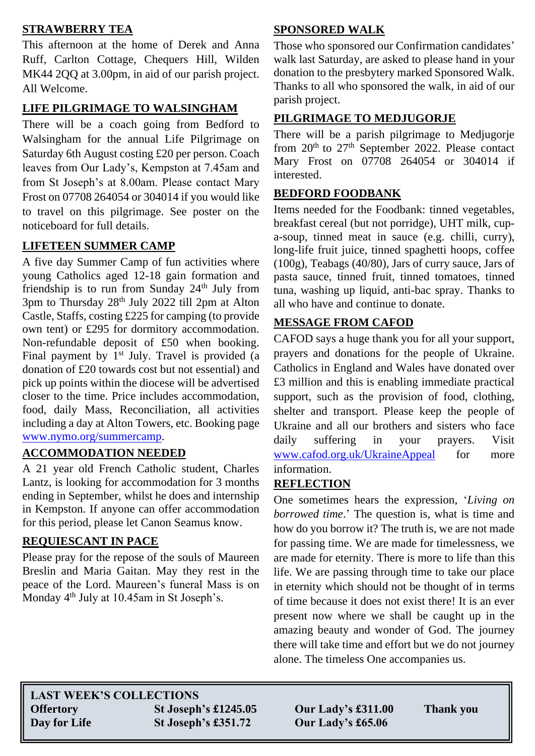## STRAWBERRY TEA

This afternoon at the home of Derek and Anna Ruff, Carlton Cottage, Chequers Hill, Wilden MK44 2QQ at 3.00pm, in aid of our parish project. All Welcome.

## LIFE PILGRIMAGE TO WALSINGHAM

There will be a coach going from Bedford to Walsingham for the annual Life Pilgrimage on Saturday 6th August costing £20 per person. Coach leaves from Our Lady's, Kempston at 7.45am and from St Joseph's at 8.00am. Please contact Mary Frost on 07708 264054 or 304014 if you would like to travel on this pilgrimage. See poster on the noticeboard for full details.

## LIFETEEN SUMMER CAMP

A five day Summer Camp of fun activities where young Catholics aged 12-18 gain formation and friendship is to run from Sunday 24th July from 3pm to Thursday 28th July 2022 till 2pm at Alton Castle, Staffs, costing £225 for camping (to provide own tent) or £295 for dormitory accommodation. Non-refundable deposit of £50 when booking. Final payment by 1st July. Travel is provided (a donation of £20 towards cost but not essential) and pick up points within the diocese will be advertised closer to the time. Price includes accommodation, food, daily Mass, Reconciliation, all activities including a day at Alton Towers, etc. Booking page www.nymo.org/summercamp.

## ACCOMMODATION NEEDED

A 21 year old French Catholic student, Charles Lantz, is looking for accommodation for 3 months ending in September, whilst he does and internship in Kempston. If anyone can offer accommodation for this period, please let Canon Seamus know.

## REQUIESCANT IN PACE

Please pray for the repose of the souls of Maureen Breslin and Maria Gaitan. May they rest in the peace of the Lord. Maureen's funeral Mass is on Monday 4th July at 10.45am in St Joseph's.

## SPONSORED WALK

Those who sponsored our Confirmation candidates' walk last Saturday, are asked to please hand in your donation to the presbytery marked Sponsored Walk. Thanks to all who sponsored the walk, in aid of our parish project.

## PILGRIMAGE TO MEDJUGORJE

There will be a parish pilgrimage to Medjugorje from 20th to 27th September 2022. Please contact Mary Frost on 07708 264054 or 304014 if interested.

## BEDFORD FOODBANK

Items needed for the Foodbank: tinned vegetables, breakfast cereal (but not porridge), UHT milk, cup-a-soup, tinned meat in sauce (e.g. chilli, curry), long-life fruit juice, tinned spaghetti hoops, coffee (100g), Teabags (40/80), Jars of curry sauce, Jars of pasta sauce, tinned fruit, tinned tomatoes, tinned tuna, washing up liquid, anti-bac spray. Thanks to all who have and continue to donate.

## MESSAGE FROM CAFOD

CAFOD says a huge thank you for all your support, prayers and donations for the people of Ukraine. Catholics in England and Wales have donated over £3 million and this is enabling immediate practical support, such as the provision of food, clothing, shelter and transport. Please keep the people of Ukraine and all our brothers and sisters who face daily suffering in your prayers. Visit www.cafod.org.uk/UkraineAppeal for more information.

## REFLECTION

One sometimes hears the expression, '*Living on borrowed time*.' The question is, what is time and how do you borrow it? The truth is, we are not made for passing time. We are made for timelessness, we are made for eternity. There is more to life than this life. We are passing through time to take our place in eternity which should not be thought of in terms of time because it does not exist there! It is an ever present now where we shall be caught up in the amazing beauty and wonder of God. The journey there will take time and effort but we do not journey alone. The timeless One accompanies us.

**LAST WEEK'S COLLECTIONS**

| | | | |
|---|---|---|---|
| **Offertory** | **St Joseph's £1245.05** | **Our Lady's £311.00** | **Thank you** |
| **Day for Life** | **St Joseph's £351.72** | **Our Lady's £65.06** | |